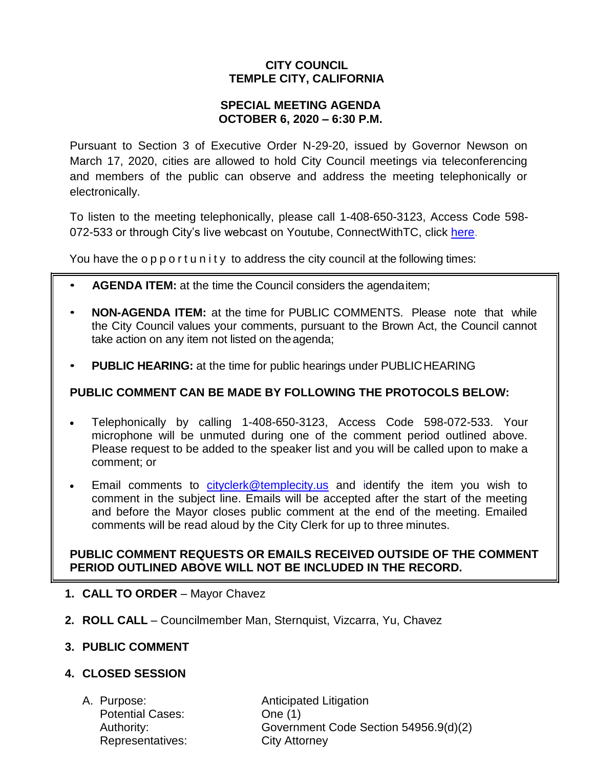**CITY COUNCIL**
**TEMPLE CITY, CALIFORNIA**

**SPECIAL MEETING AGENDA**
**OCTOBER 6, 2020 – 6:30 P.M.**

Pursuant to Section 3 of Executive Order N-29-20, issued by Governor Newson on March 17, 2020, cities are allowed to hold City Council meetings via teleconferencing and members of the public can observe and address the meeting telephonically or electronically.

To listen to the meeting telephonically, please call 1-408-650-3123, Access Code 598-072-533 or through City's live webcast on Youtube, ConnectWithTC, click here.

You have the opportunity to address the city council at the following times:

- **AGENDA ITEM:** at the time the Council considers the agenda item;
- **NON-AGENDA ITEM:** at the time for PUBLIC COMMENTS. Please note that while the City Council values your comments, pursuant to the Brown Act, the Council cannot take action on any item not listed on the agenda;
- **PUBLIC HEARING:** at the time for public hearings under PUBLIC HEARING

**PUBLIC COMMENT CAN BE MADE BY FOLLOWING THE PROTOCOLS BELOW:**

- Telephonically by calling 1-408-650-3123, Access Code 598-072-533. Your microphone will be unmuted during one of the comment period outlined above. Please request to be added to the speaker list and you will be called upon to make a comment; or
- Email comments to cityclerk@templecity.us and identify the item you wish to comment in the subject line. Emails will be accepted after the start of the meeting and before the Mayor closes public comment at the end of the meeting. Emailed comments will be read aloud by the City Clerk for up to three minutes.

**PUBLIC COMMENT REQUESTS OR EMAILS RECEIVED OUTSIDE OF THE COMMENT PERIOD OUTLINED ABOVE WILL NOT BE INCLUDED IN THE RECORD.**

1. **CALL TO ORDER** – Mayor Chavez
2. **ROLL CALL** – Councilmember Man, Sternquist, Vizcarra, Yu, Chavez
3. **PUBLIC COMMENT**
4. **CLOSED SESSION**

   A. Purpose: Anticipated Litigation
   Potential Cases: One (1)
   Authority: Government Code Section 54956.9(d)(2)
   Representatives: City Attorney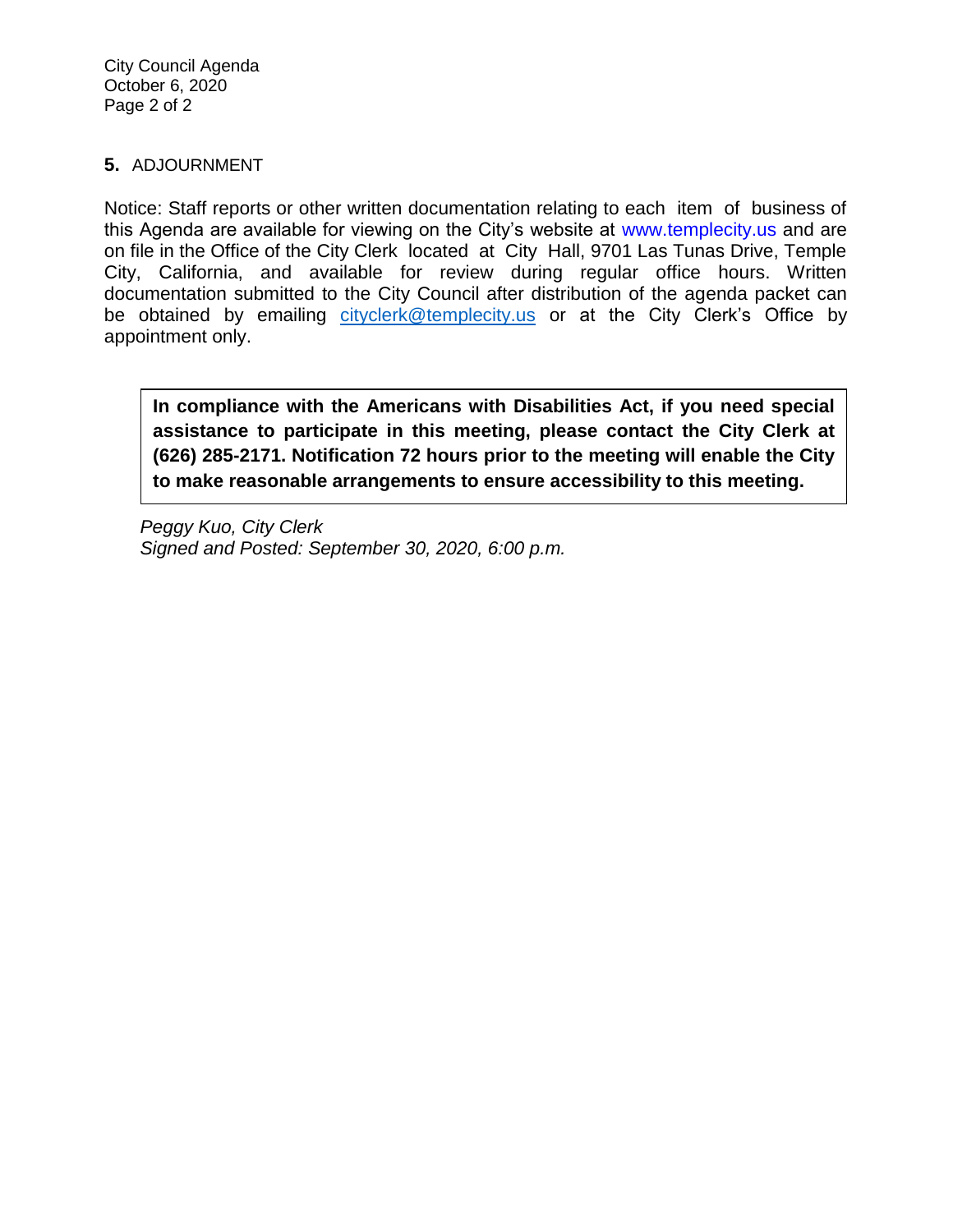**5.** ADJOURNMENT

Notice: Staff reports or other written documentation relating to each item of business of this Agenda are available for viewing on the City's website at www.templecity.us and are on file in the Office of the City Clerk located at City Hall, 9701 Las Tunas Drive, Temple City, California, and available for review during regular office hours. Written documentation submitted to the City Council after distribution of the agenda packet can be obtained by emailing cityclerk@templecity.us or at the City Clerk's Office by appointment only.

**In compliance with the Americans with Disabilities Act, if you need special assistance to participate in this meeting, please contact the City Clerk at (626) 285-2171. Notification 72 hours prior to the meeting will enable the City to make reasonable arrangements to ensure accessibility to this meeting.**

*Peggy Kuo, City Clerk*
*Signed and Posted: September 30, 2020, 6:00 p.m.*